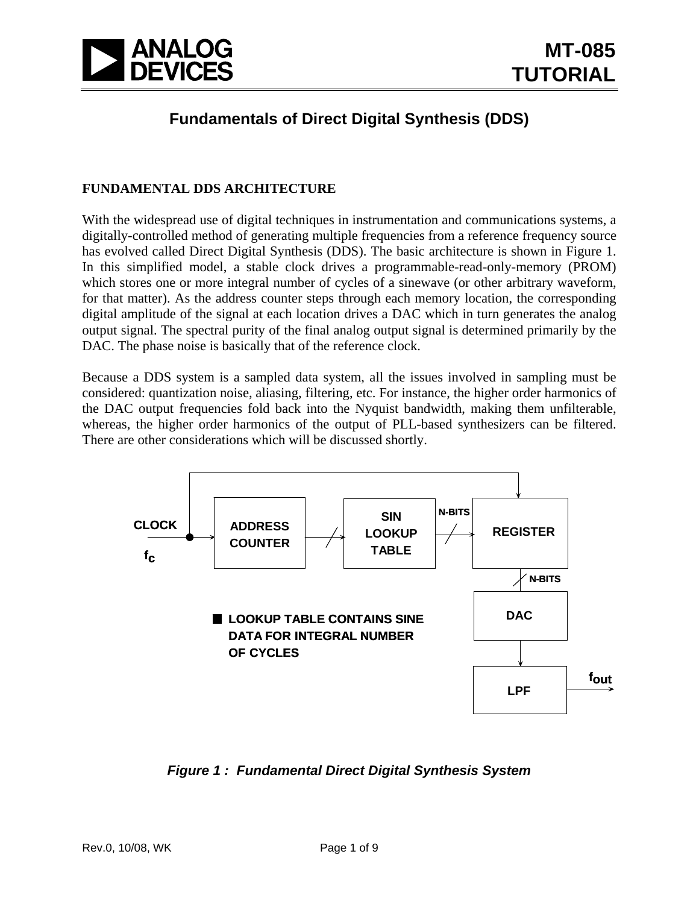# Fundamentals of Direct Digital Synthesis (DDS)

## FUNDAMENTAL DDS ARCHITECTURE

With the widespread use of digital techniques in instrumentation and communications systems, a digitally-controlled method of generating multiple frequencies from a reference frequency source has evolved called Direct Digital Synthesis (DDS). The basic architecture is shown in Figure 1. In this simplified model, a stable clock drives a programmable-read-only-memory (PROM) which stores one or more integral number of cycles of a sinewave (or other arbitrary waveform, for that matter). As the address counter steps through each memory location, the corresponding digital amplitude of the signal at each location drives a DAC which in turn generates the analog output signal. The spectral purity of the final analog output signal is determined primarily by the DAC. The phase noise is basically that of the reference clock.

Because a DDS system is a sampled data system, all the issues involved in sampling must be considered: quantization noise, aliasing, filtering, etc. For instance, the higher order harmonics of the DAC output frequencies fold back into the Nyquist bandwidth, making them unfilterable, whereas, the higher order harmonics of the output of PLL-based synthesizers can be filtered. There are other considerations which will be discussed shortly.

CLOCK $f_C$ → ADDRESS COUNTER → SIN LOOKUP TABLE → N-BITS → REGISTER → N-BITS → DAC → LPF → $f_{out}$

■ LOOKUP TABLE CONTAINS SINE DATA FOR INTEGRAL NUMBER OF CYCLES

*Figure 1 : Fundamental Direct Digital Synthesis System*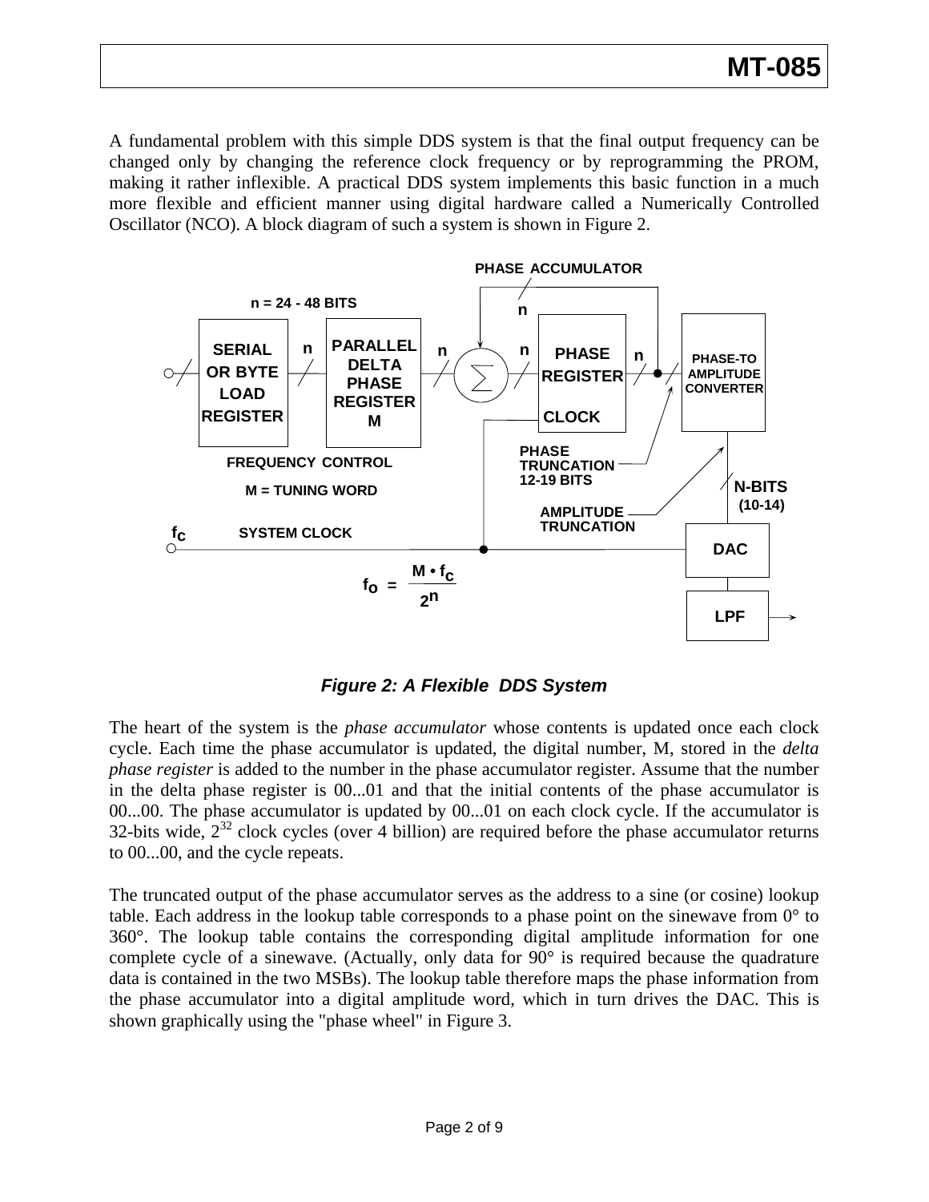A fundamental problem with this simple DDS system is that the final output frequency can be changed only by changing the reference clock frequency or by reprogramming the PROM, making it rather inflexible. A practical DDS system implements this basic function in a much more flexible and efficient manner using digital hardware called a Numerically Controlled Oscillator (NCO). A block diagram of such a system is shown in Figure 2.

*Figure 2: A Flexible DDS System*

The heart of the system is the *phase accumulator* whose contents is updated once each clock cycle. Each time the phase accumulator is updated, the digital number, M, stored in the *delta phase register* is added to the number in the phase accumulator register. Assume that the number in the delta phase register is 00...01 and that the initial contents of the phase accumulator is 00...00. The phase accumulator is updated by 00...01 on each clock cycle. If the accumulator is 32-bits wide, $2^{32}$ clock cycles (over 4 billion) are required before the phase accumulator returns to 00...00, and the cycle repeats.

The truncated output of the phase accumulator serves as the address to a sine (or cosine) lookup table. Each address in the lookup table corresponds to a phase point on the sinewave from 0° to 360°. The lookup table contains the corresponding digital amplitude information for one complete cycle of a sinewave. (Actually, only data for 90° is required because the quadrature data is contained in the two MSBs). The lookup table therefore maps the phase information from the phase accumulator into a digital amplitude word, which in turn drives the DAC. This is shown graphically using the "phase wheel" in Figure 3.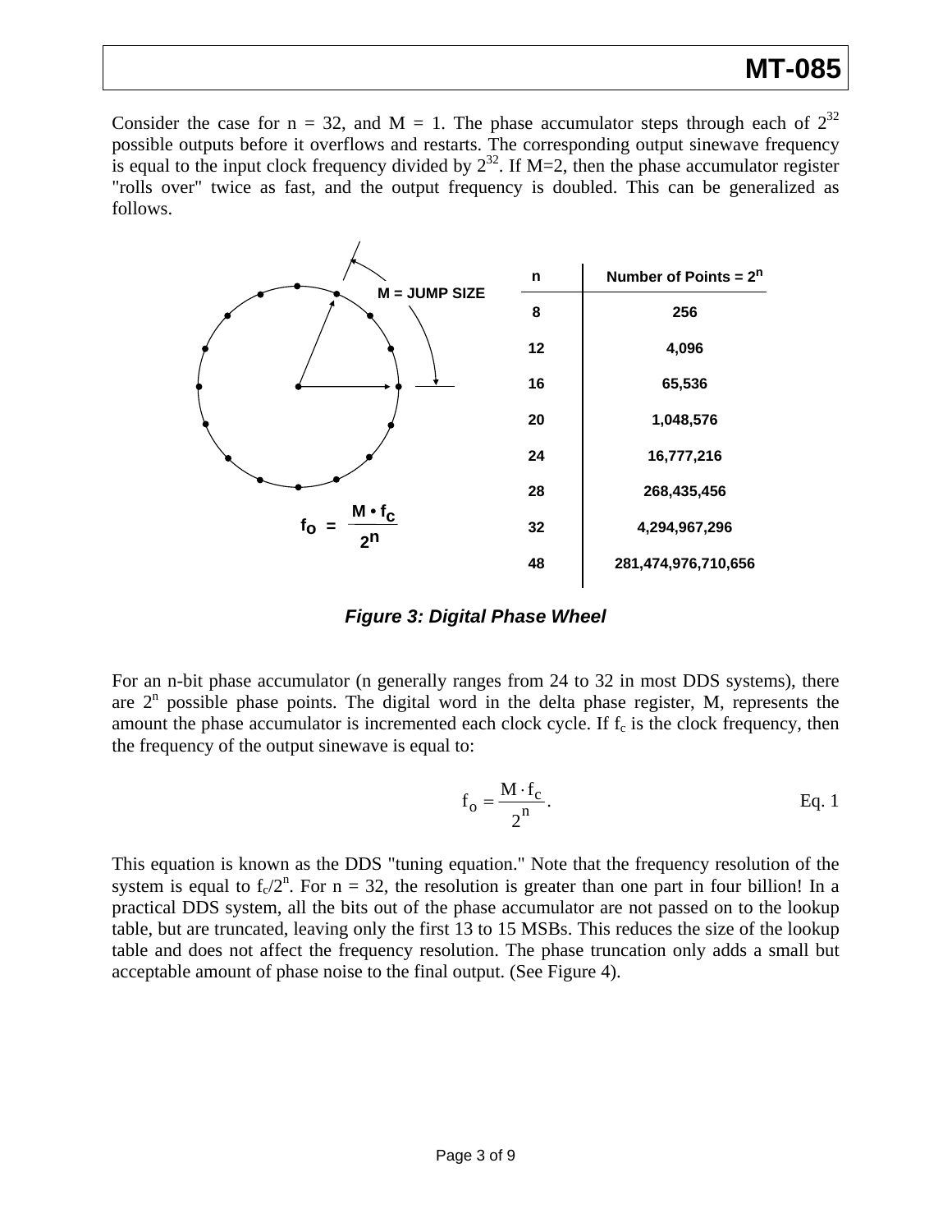Consider the case for n = 32, and M = 1. The phase accumulator steps through each of $2^{32}$ possible outputs before it overflows and restarts. The corresponding output sinewave frequency is equal to the input clock frequency divided by $2^{32}$. If M=2, then the phase accumulator register "rolls over" twice as fast, and the output frequency is doubled. This can be generalized as follows.

M = JUMP SIZE

$$f_O = \frac{M \cdot f_C}{2^n}$$

| n | Number of Points = $2^n$ |
|---|---|
| 8 | 256 |
| 12 | 4,096 |
| 16 | 65,536 |
| 20 | 1,048,576 |
| 24 | 16,777,216 |
| 28 | 268,435,456 |
| 32 | 4,294,967,296 |
| 48 | 281,474,976,710,656 |

***Figure 3: Digital Phase Wheel***

For an n-bit phase accumulator (n generally ranges from 24 to 32 in most DDS systems), there are $2^n$ possible phase points. The digital word in the delta phase register, M, represents the amount the phase accumulator is incremented each clock cycle. If $f_c$ is the clock frequency, then the frequency of the output sinewave is equal to:

$$f_o = \frac{M \cdot f_c}{2^n}. \qquad \text{Eq. 1}$$

This equation is known as the DDS "tuning equation." Note that the frequency resolution of the system is equal to $f_c/2^n$. For n = 32, the resolution is greater than one part in four billion! In a practical DDS system, all the bits out of the phase accumulator are not passed on to the lookup table, but are truncated, leaving only the first 13 to 15 MSBs. This reduces the size of the lookup table and does not affect the frequency resolution. The phase truncation only adds a small but acceptable amount of phase noise to the final output. (See Figure 4).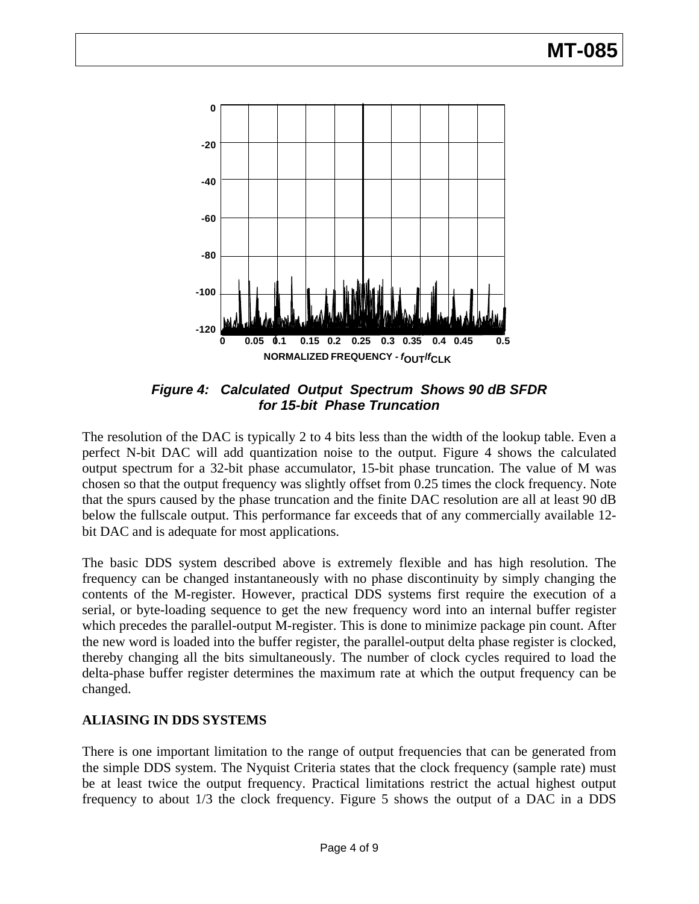*Figure 4: Calculated Output Spectrum Shows 90 dB SFDR for 15-bit Phase Truncation*

The resolution of the DAC is typically 2 to 4 bits less than the width of the lookup table. Even a perfect N-bit DAC will add quantization noise to the output. Figure 4 shows the calculated output spectrum for a 32-bit phase accumulator, 15-bit phase truncation. The value of M was chosen so that the output frequency was slightly offset from 0.25 times the clock frequency. Note that the spurs caused by the phase truncation and the finite DAC resolution are all at least 90 dB below the fullscale output. This performance far exceeds that of any commercially available 12-bit DAC and is adequate for most applications.

The basic DDS system described above is extremely flexible and has high resolution. The frequency can be changed instantaneously with no phase discontinuity by simply changing the contents of the M-register. However, practical DDS systems first require the execution of a serial, or byte-loading sequence to get the new frequency word into an internal buffer register which precedes the parallel-output M-register. This is done to minimize package pin count. After the new word is loaded into the buffer register, the parallel-output delta phase register is clocked, thereby changing all the bits simultaneously. The number of clock cycles required to load the delta-phase buffer register determines the maximum rate at which the output frequency can be changed.

## ALIASING IN DDS SYSTEMS

There is one important limitation to the range of output frequencies that can be generated from the simple DDS system. The Nyquist Criteria states that the clock frequency (sample rate) must be at least twice the output frequency. Practical limitations restrict the actual highest output frequency to about 1/3 the clock frequency. Figure 5 shows the output of a DAC in a DDS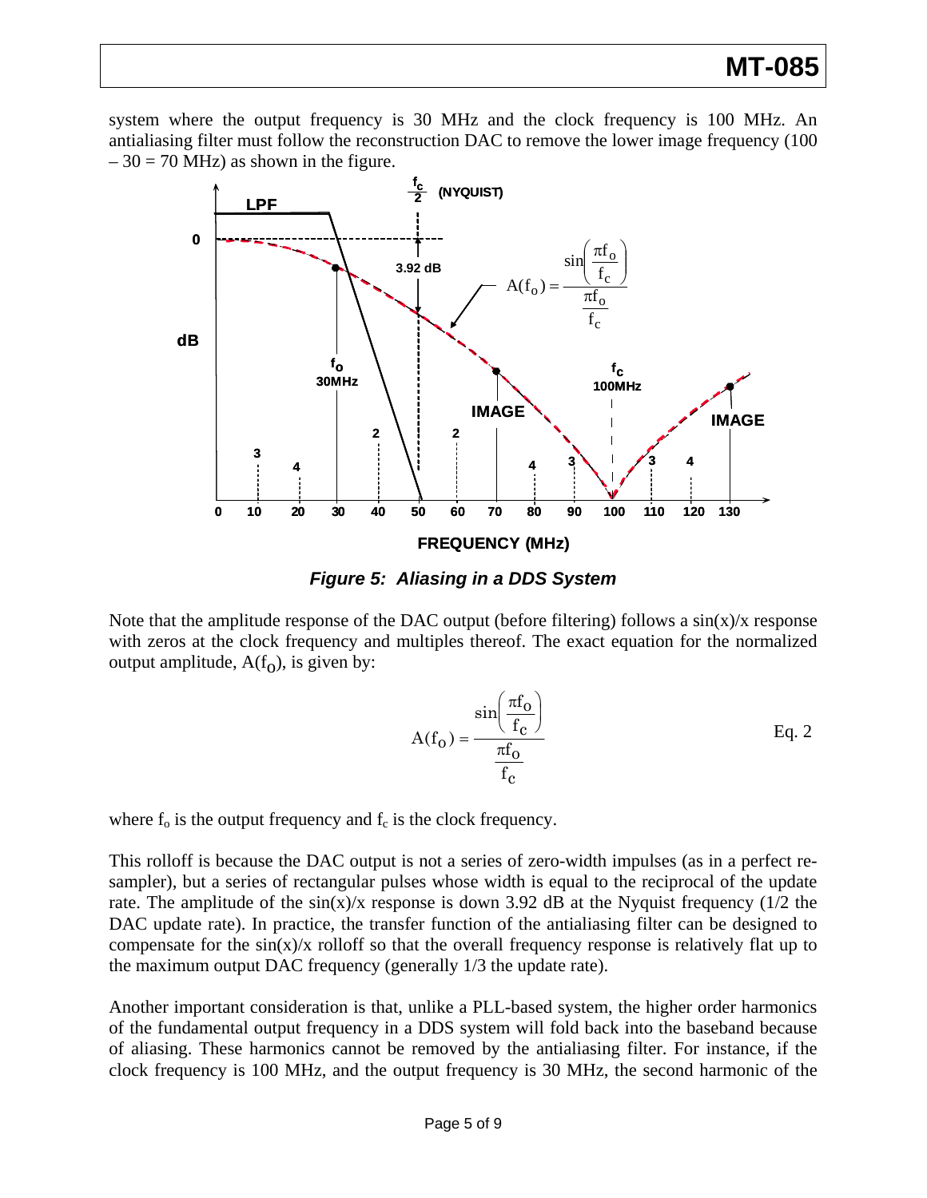system where the output frequency is 30 MHz and the clock frequency is 100 MHz. An antialiasing filter must follow the reconstruction DAC to remove the lower image frequency (100 – 30 = 70 MHz) as shown in the figure.

*Figure 5: Aliasing in a DDS System*

Note that the amplitude response of the DAC output (before filtering) follows a sin(x)/x response with zeros at the clock frequency and multiples thereof. The exact equation for the normalized output amplitude, $A(f_O)$, is given by:

$$A(f_O) = \frac{\sin\left(\frac{\pi f_O}{f_C}\right)}{\frac{\pi f_O}{f_C}} \qquad \text{Eq. 2}$$

where $f_o$ is the output frequency and $f_c$ is the clock frequency.

This rolloff is because the DAC output is not a series of zero-width impulses (as in a perfect re-sampler), but a series of rectangular pulses whose width is equal to the reciprocal of the update rate. The amplitude of the sin(x)/x response is down 3.92 dB at the Nyquist frequency (1/2 the DAC update rate). In practice, the transfer function of the antialiasing filter can be designed to compensate for the sin(x)/x rolloff so that the overall frequency response is relatively flat up to the maximum output DAC frequency (generally 1/3 the update rate).

Another important consideration is that, unlike a PLL-based system, the higher order harmonics of the fundamental output frequency in a DDS system will fold back into the baseband because of aliasing. These harmonics cannot be removed by the antialiasing filter. For instance, if the clock frequency is 100 MHz, and the output frequency is 30 MHz, the second harmonic of the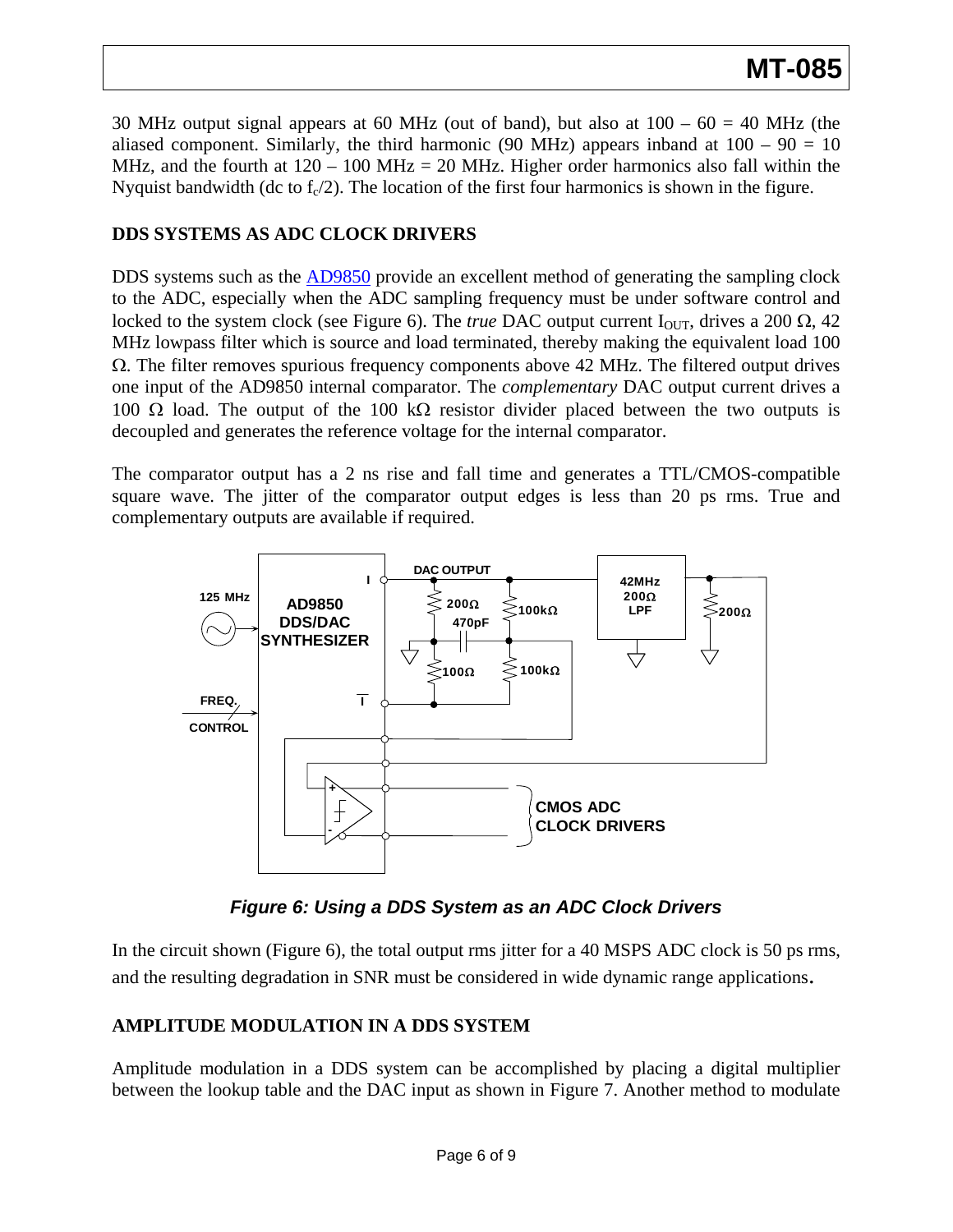30 MHz output signal appears at 60 MHz (out of band), but also at 100 – 60 = 40 MHz (the aliased component. Similarly, the third harmonic (90 MHz) appears inband at 100 – 90 = 10 MHz, and the fourth at 120 – 100 MHz = 20 MHz. Higher order harmonics also fall within the Nyquist bandwidth (dc to $f_c/2$). The location of the first four harmonics is shown in the figure.

## DDS SYSTEMS AS ADC CLOCK DRIVERS

DDS systems such as the AD9850 provide an excellent method of generating the sampling clock to the ADC, especially when the ADC sampling frequency must be under software control and locked to the system clock (see Figure 6). The *true* DAC output current $I_{OUT}$, drives a 200 Ω, 42 MHz lowpass filter which is source and load terminated, thereby making the equivalent load 100 Ω. The filter removes spurious frequency components above 42 MHz. The filtered output drives one input of the AD9850 internal comparator. The *complementary* DAC output current drives a 100 Ω load. The output of the 100 kΩ resistor divider placed between the two outputs is decoupled and generates the reference voltage for the internal comparator.

The comparator output has a 2 ns rise and fall time and generates a TTL/CMOS-compatible square wave. The jitter of the comparator output edges is less than 20 ps rms. True and complementary outputs are available if required.

*Figure 6: Using a DDS System as an ADC Clock Drivers*

In the circuit shown (Figure 6), the total output rms jitter for a 40 MSPS ADC clock is 50 ps rms, and the resulting degradation in SNR must be considered in wide dynamic range applications.

## AMPLITUDE MODULATION IN A DDS SYSTEM

Amplitude modulation in a DDS system can be accomplished by placing a digital multiplier between the lookup table and the DAC input as shown in Figure 7. Another method to modulate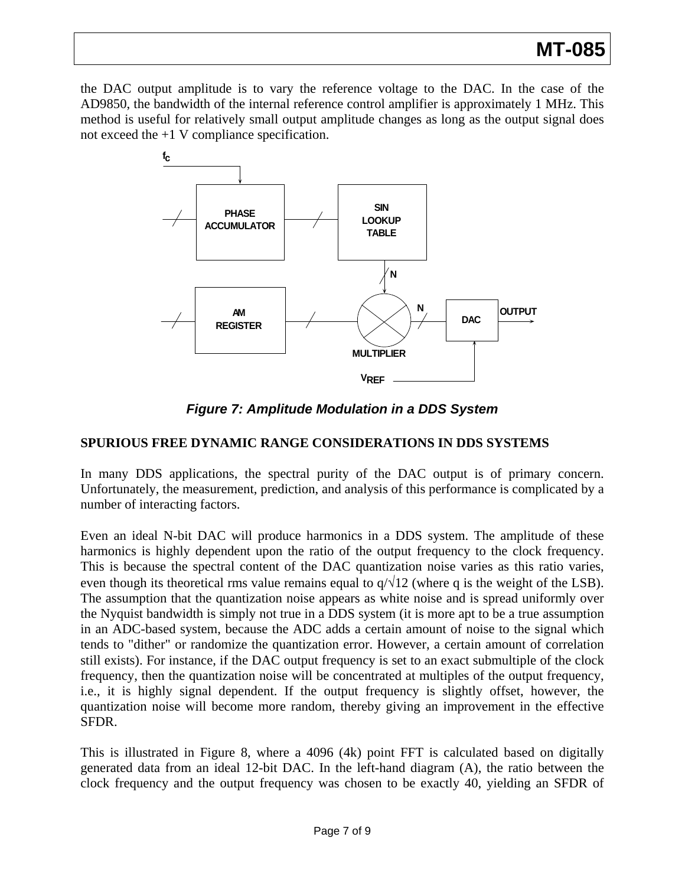the DAC output amplitude is to vary the reference voltage to the DAC. In the case of the AD9850, the bandwidth of the internal reference control amplifier is approximately 1 MHz. This method is useful for relatively small output amplitude changes as long as the output signal does not exceed the +1 V compliance specification.

***Figure 7: Amplitude Modulation in a DDS System***

## SPURIOUS FREE DYNAMIC RANGE CONSIDERATIONS IN DDS SYSTEMS

In many DDS applications, the spectral purity of the DAC output is of primary concern. Unfortunately, the measurement, prediction, and analysis of this performance is complicated by a number of interacting factors.

Even an ideal N-bit DAC will produce harmonics in a DDS system. The amplitude of these harmonics is highly dependent upon the ratio of the output frequency to the clock frequency. This is because the spectral content of the DAC quantization noise varies as this ratio varies, even though its theoretical rms value remains equal to $q/\sqrt{12}$ (where q is the weight of the LSB). The assumption that the quantization noise appears as white noise and is spread uniformly over the Nyquist bandwidth is simply not true in a DDS system (it is more apt to be a true assumption in an ADC-based system, because the ADC adds a certain amount of noise to the signal which tends to "dither" or randomize the quantization error. However, a certain amount of correlation still exists). For instance, if the DAC output frequency is set to an exact submultiple of the clock frequency, then the quantization noise will be concentrated at multiples of the output frequency, i.e., it is highly signal dependent. If the output frequency is slightly offset, however, the quantization noise will become more random, thereby giving an improvement in the effective SFDR.

This is illustrated in Figure 8, where a 4096 (4k) point FFT is calculated based on digitally generated data from an ideal 12-bit DAC. In the left-hand diagram (A), the ratio between the clock frequency and the output frequency was chosen to be exactly 40, yielding an SFDR of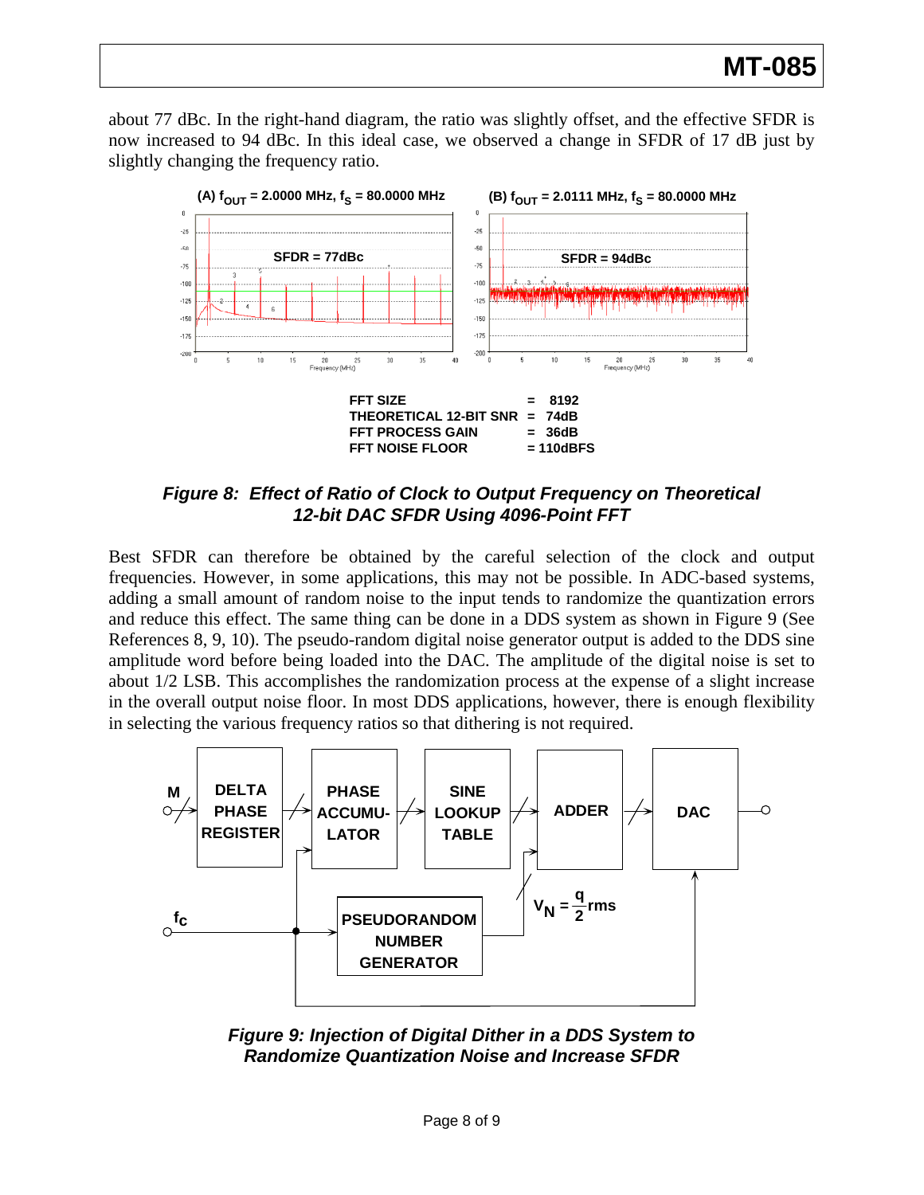about 77 dBc. In the right-hand diagram, the ratio was slightly offset, and the effective SFDR is now increased to 94 dBc. In this ideal case, we observed a change in SFDR of 17 dB just by slightly changing the frequency ratio.

(A) $f_{OUT}$ = 2.0000 MHz, $f_S$ = 80.0000 MHz

SFDR = 77dBc

(B) $f_{OUT}$ = 2.0111 MHz, $f_S$ = 80.0000 MHz

SFDR = 94dBc

FFT SIZE = 8192
THEORETICAL 12-BIT SNR = 74dB
FFT PROCESS GAIN = 36dB
FFT NOISE FLOOR = 110dBFS

***Figure 8: Effect of Ratio of Clock to Output Frequency on Theoretical 12-bit DAC SFDR Using 4096-Point FFT***

Best SFDR can therefore be obtained by the careful selection of the clock and output frequencies. However, in some applications, this may not be possible. In ADC-based systems, adding a small amount of random noise to the input tends to randomize the quantization errors and reduce this effect. The same thing can be done in a DDS system as shown in Figure 9 (See References 8, 9, 10). The pseudo-random digital noise generator output is added to the DDS sine amplitude word before being loaded into the DAC. The amplitude of the digital noise is set to about 1/2 LSB. This accomplishes the randomization process at the expense of a slight increase in the overall output noise floor. In most DDS applications, however, there is enough flexibility in selecting the various frequency ratios so that dithering is not required.

M → DELTA PHASE REGISTER → PHASE ACCUMULATOR → SINE LOOKUP TABLE → ADDER → DAC

$f_C$ → PSEUDORANDOM NUMBER GENERATOR → ADDER, $V_N = \frac{q}{2}$ rms

***Figure 9: Injection of Digital Dither in a DDS System to Randomize Quantization Noise and Increase SFDR***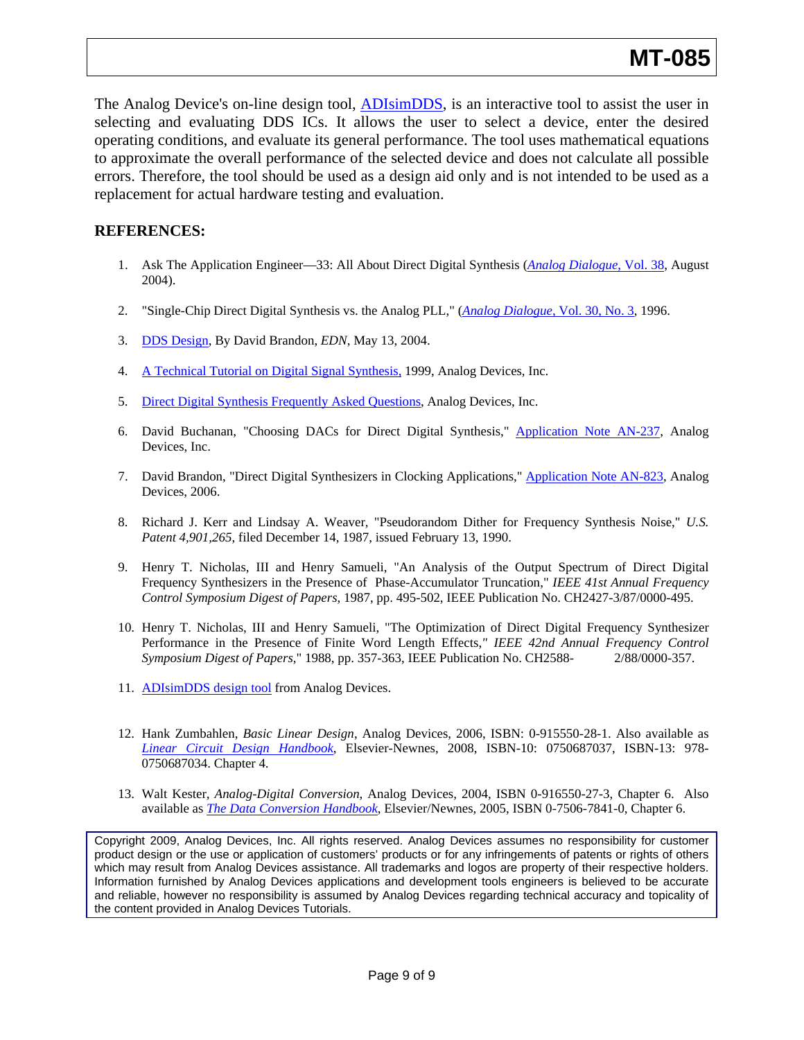The Analog Device's on-line design tool, ADIsimDDS, is an interactive tool to assist the user in selecting and evaluating DDS ICs. It allows the user to select a device, enter the desired operating conditions, and evaluate its general performance. The tool uses mathematical equations to approximate the overall performance of the selected device and does not calculate all possible errors. Therefore, the tool should be used as a design aid only and is not intended to be used as a replacement for actual hardware testing and evaluation.

## REFERENCES:

1. Ask The Application Engineer—33: All About Direct Digital Synthesis (*Analog Dialogue,* Vol. 38, August 2004).
2. "Single-Chip Direct Digital Synthesis vs. the Analog PLL," (*Analog Dialogue*, Vol. 30, No. 3, 1996.
3. DDS Design, By David Brandon, *EDN*, May 13, 2004.
4. A Technical Tutorial on Digital Signal Synthesis, 1999, Analog Devices, Inc.
5. Direct Digital Synthesis Frequently Asked Questions, Analog Devices, Inc.
6. David Buchanan, "Choosing DACs for Direct Digital Synthesis," Application Note AN-237, Analog Devices, Inc.
7. David Brandon, "Direct Digital Synthesizers in Clocking Applications," Application Note AN-823, Analog Devices, 2006.
8. Richard J. Kerr and Lindsay A. Weaver, "Pseudorandom Dither for Frequency Synthesis Noise," *U.S. Patent 4,901,265*, filed December 14, 1987, issued February 13, 1990.
9. Henry T. Nicholas, III and Henry Samueli, "An Analysis of the Output Spectrum of Direct Digital Frequency Synthesizers in the Presence of Phase-Accumulator Truncation," *IEEE 41st Annual Frequency Control Symposium Digest of Papers*, 1987, pp. 495-502, IEEE Publication No. CH2427-3/87/0000-495.
10. Henry T. Nicholas, III and Henry Samueli, "The Optimization of Direct Digital Frequency Synthesizer Performance in the Presence of Finite Word Length Effects," *IEEE 42nd Annual Frequency Control Symposium Digest of Papers*," 1988, pp. 357-363, IEEE Publication No. CH2588-2/88/0000-357.
11. ADIsimDDS design tool from Analog Devices.
12. Hank Zumbahlen, *Basic Linear Design*, Analog Devices, 2006, ISBN: 0-915550-28-1. Also available as *Linear Circuit Design Handbook*, Elsevier-Newnes, 2008, ISBN-10: 0750687037, ISBN-13: 978-0750687034. Chapter 4.
13. Walt Kester, *Analog-Digital Conversion*, Analog Devices, 2004, ISBN 0-916550-27-3, Chapter 6. Also available as *The Data Conversion Handbook*, Elsevier/Newnes, 2005, ISBN 0-7506-7841-0, Chapter 6.

Copyright 2009, Analog Devices, Inc. All rights reserved. Analog Devices assumes no responsibility for customer product design or the use or application of customers' products or for any infringements of patents or rights of others which may result from Analog Devices assistance. All trademarks and logos are property of their respective holders. Information furnished by Analog Devices applications and development tools engineers is believed to be accurate and reliable, however no responsibility is assumed by Analog Devices regarding technical accuracy and topicality of the content provided in Analog Devices Tutorials.